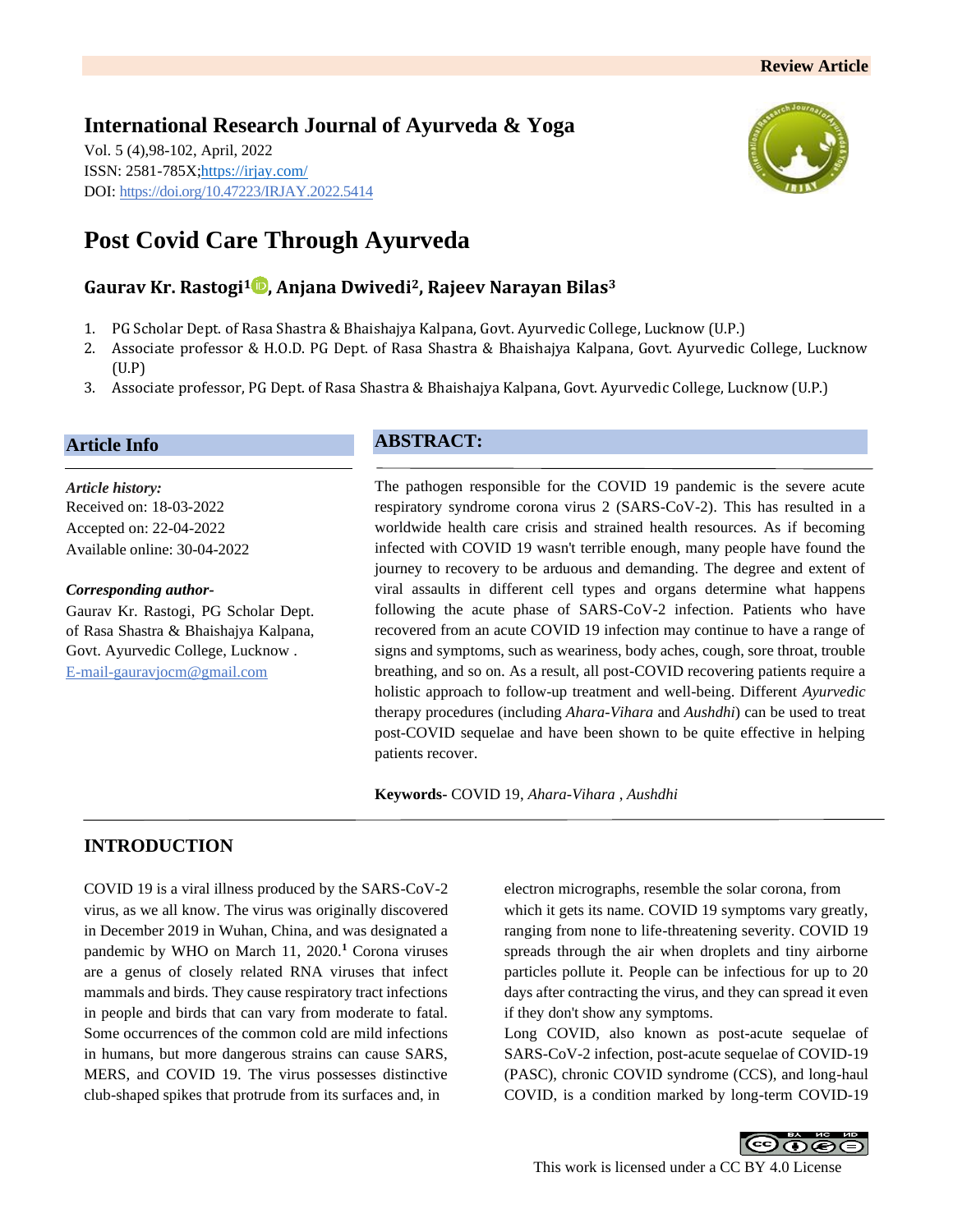Review Article

## International Research Journal of Ayurveda & Yoga

Vol. 5 (4),98-102, April, 2022
ISSN: 2581-785X;https://irjay.com/
DOI: https://doi.org/10.47223/IRJAY.2022.5414

# Post Covid Care Through Ayurveda

**Gaurav Kr. Rastogi[1], Anjana Dwivedi[2], Rajeev Narayan Bilas[3]**

1. PG Scholar Dept. of Rasa Shastra & Bhaishajya Kalpana, Govt. Ayurvedic College, Lucknow (U.P.)
2. Associate professor & H.O.D. PG Dept. of Rasa Shastra & Bhaishajya Kalpana, Govt. Ayurvedic College, Lucknow (U.P)
3. Associate professor, PG Dept. of Rasa Shastra & Bhaishajya Kalpana, Govt. Ayurvedic College, Lucknow (U.P.)

### Article Info

*Article history:*
Received on: 18-03-2022
Accepted on: 22-04-2022
Available online: 30-04-2022

*Corresponding author-*
Gaurav Kr. Rastogi, PG Scholar Dept. of Rasa Shastra & Bhaishajya Kalpana, Govt. Ayurvedic College, Lucknow .
E-mail-gauravjocm@gmail.com

### ABSTRACT:

The pathogen responsible for the COVID 19 pandemic is the severe acute respiratory syndrome corona virus 2 (SARS-CoV-2). This has resulted in a worldwide health care crisis and strained health resources. As if becoming infected with COVID 19 wasn't terrible enough, many people have found the journey to recovery to be arduous and demanding. The degree and extent of viral assaults in different cell types and organs determine what happens following the acute phase of SARS-CoV-2 infection. Patients who have recovered from an acute COVID 19 infection may continue to have a range of signs and symptoms, such as weariness, body aches, cough, sore throat, trouble breathing, and so on. As a result, all post-COVID recovering patients require a holistic approach to follow-up treatment and well-being. Different *Ayurvedic* therapy procedures (including *Ahara-Vihara* and *Aushdhi*) can be used to treat post-COVID sequelae and have been shown to be quite effective in helping patients recover.

**Keywords-** COVID 19, *Ahara-Vihara , Aushdhi*

## INTRODUCTION

COVID 19 is a viral illness produced by the SARS-CoV-2 virus, as we all know. The virus was originally discovered in December 2019 in Wuhan, China, and was designated a pandemic by WHO on March 11, 2020.[1] Corona viruses are a genus of closely related RNA viruses that infect mammals and birds. They cause respiratory tract infections in people and birds that can vary from moderate to fatal. Some occurrences of the common cold are mild infections in humans, but more dangerous strains can cause SARS, MERS, and COVID 19. The virus possesses distinctive club-shaped spikes that protrude from its surfaces and, in electron micrographs, resemble the solar corona, from which it gets its name. COVID 19 symptoms vary greatly, ranging from none to life-threatening severity. COVID 19 spreads through the air when droplets and tiny airborne particles pollute it. People can be infectious for up to 20 days after contracting the virus, and they can spread it even if they don't show any symptoms.

Long COVID, also known as post-acute sequelae of SARS-CoV-2 infection, post-acute sequelae of COVID-19 (PASC), chronic COVID syndrome (CCS), and long-haul COVID, is a condition marked by long-term COVID-19

This work is licensed under a CC BY 4.0 License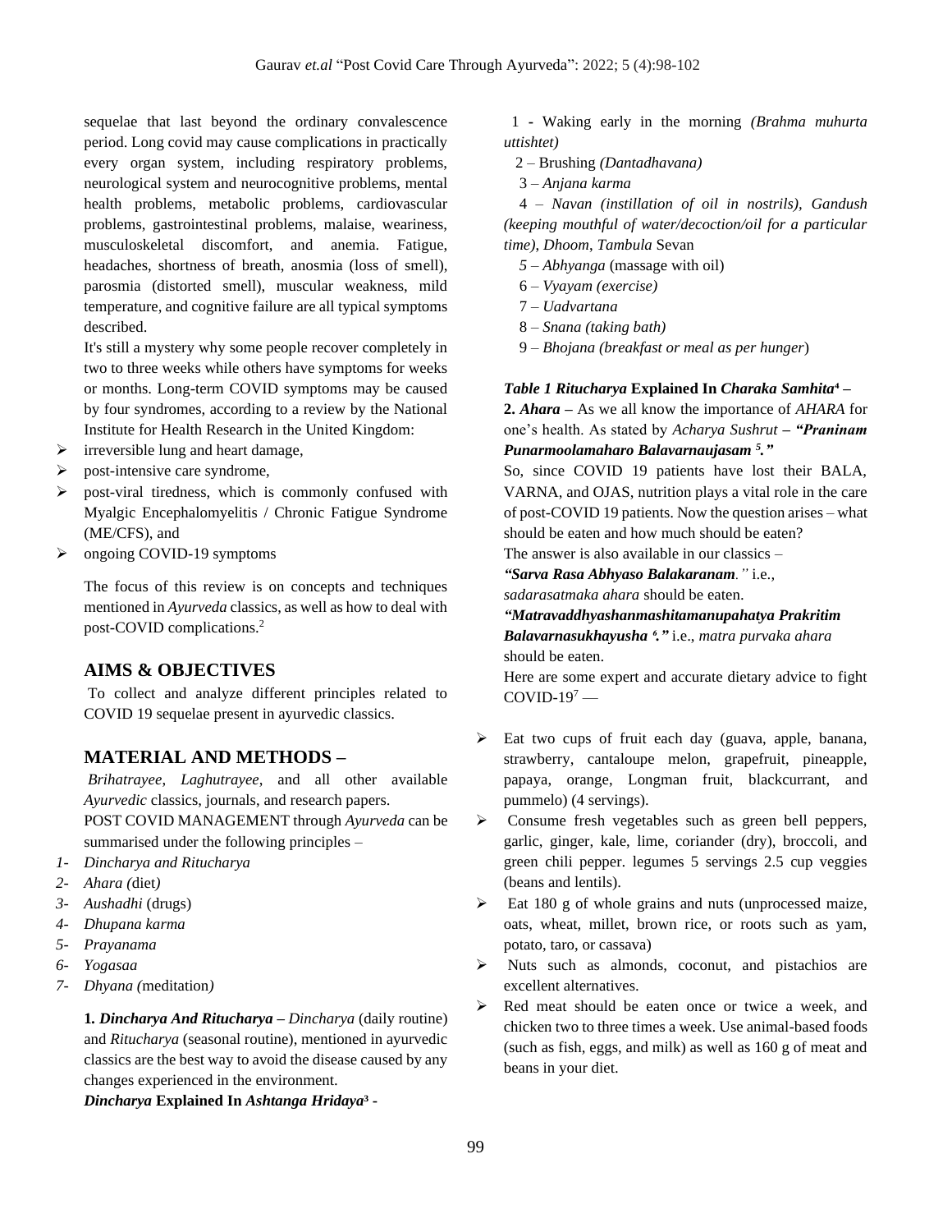sequelae that last beyond the ordinary convalescence period. Long covid may cause complications in practically every organ system, including respiratory problems, neurological system and neurocognitive problems, mental health problems, metabolic problems, cardiovascular problems, gastrointestinal problems, malaise, weariness, musculoskeletal discomfort, and anemia. Fatigue, headaches, shortness of breath, anosmia (loss of smell), parosmia (distorted smell), muscular weakness, mild temperature, and cognitive failure are all typical symptoms described.

It's still a mystery why some people recover completely in two to three weeks while others have symptoms for weeks or months. Long-term COVID symptoms may be caused by four syndromes, according to a review by the National Institute for Health Research in the United Kingdom:

- irreversible lung and heart damage,
- post-intensive care syndrome,
- post-viral tiredness, which is commonly confused with Myalgic Encephalomyelitis / Chronic Fatigue Syndrome (ME/CFS), and
- ongoing COVID-19 symptoms

The focus of this review is on concepts and techniques mentioned in *Ayurveda* classics, as well as how to deal with post-COVID complications.[2]

## AIMS & OBJECTIVES

To collect and analyze different principles related to COVID 19 sequelae present in ayurvedic classics.

## MATERIAL AND METHODS –

*Brihatrayee*, *Laghutrayee*, and all other available *Ayurvedic* classics, journals, and research papers.

POST COVID MANAGEMENT through *Ayurveda* can be summarised under the following principles –

1- *Dincharya and Ritucharya*
2- *Ahara (*diet*)*
3- *Aushadhi* (drugs)
4- *Dhupana karma*
5- *Prayanama*
6- *Yogasaa*
7- *Dhyana (*meditation*)*

**1. *Dincharya And Ritucharya* –** *Dincharya* (daily routine) and *Ritucharya* (seasonal routine), mentioned in ayurvedic classics are the best way to avoid the disease caused by any changes experienced in the environment.

***Dincharya* Explained In *Ashtanga Hridaya*[3] -**

1 - Waking early in the morning *(Brahma muhurta uttishtet)*

2 – Brushing *(Dantadhavana)*

3 – *Anjana karma*

4 – *Navan (instillation of oil in nostrils), Gandush (keeping mouthful of water/decoction/oil for a particular time)*, *Dhoom*, *Tambula* Sevan

5 – *Abhyanga* (massage with oil)

6 – *Vyayam (exercise)*

7 – *Uadvartana*

8 – *Snana (taking bath)*

9 – *Bhojana (breakfast or meal as per hunger*)

***Table 1 Ritucharya* Explained In *Charaka Samhita*[4] –**

**2. *Ahara* –** As we all know the importance of *AHARA* for one's health. As stated by *Acharya Sushrut* **– *"Praninam Punarmoolamaharo Balavarnaujasam* [5]*."***

So, since COVID 19 patients have lost their BALA, VARNA, and OJAS, nutrition plays a vital role in the care of post-COVID 19 patients. Now the question arises – what should be eaten and how much should be eaten?

The answer is also available in our classics –

***"Sarva Rasa Abhyaso Balakaranam**."* i.e., *sadarasatmaka ahara* should be eaten.

***"Matravaddhyashanmashitamanupahatya Prakritim Balavarnasukhayusha* [6]*."*** i.e., *matra purvaka ahara* should be eaten.

Here are some expert and accurate dietary advice to fight COVID-19[7] —

- Eat two cups of fruit each day (guava, apple, banana, strawberry, cantaloupe melon, grapefruit, pineapple, papaya, orange, Longman fruit, blackcurrant, and pummelo) (4 servings).
- Consume fresh vegetables such as green bell peppers, garlic, ginger, kale, lime, coriander (dry), broccoli, and green chili pepper. legumes 5 servings 2.5 cup veggies (beans and lentils).
- Eat 180 g of whole grains and nuts (unprocessed maize, oats, wheat, millet, brown rice, or roots such as yam, potato, taro, or cassava)
- Nuts such as almonds, coconut, and pistachios are excellent alternatives.
- Red meat should be eaten once or twice a week, and chicken two to three times a week. Use animal-based foods (such as fish, eggs, and milk) as well as 160 g of meat and beans in your diet.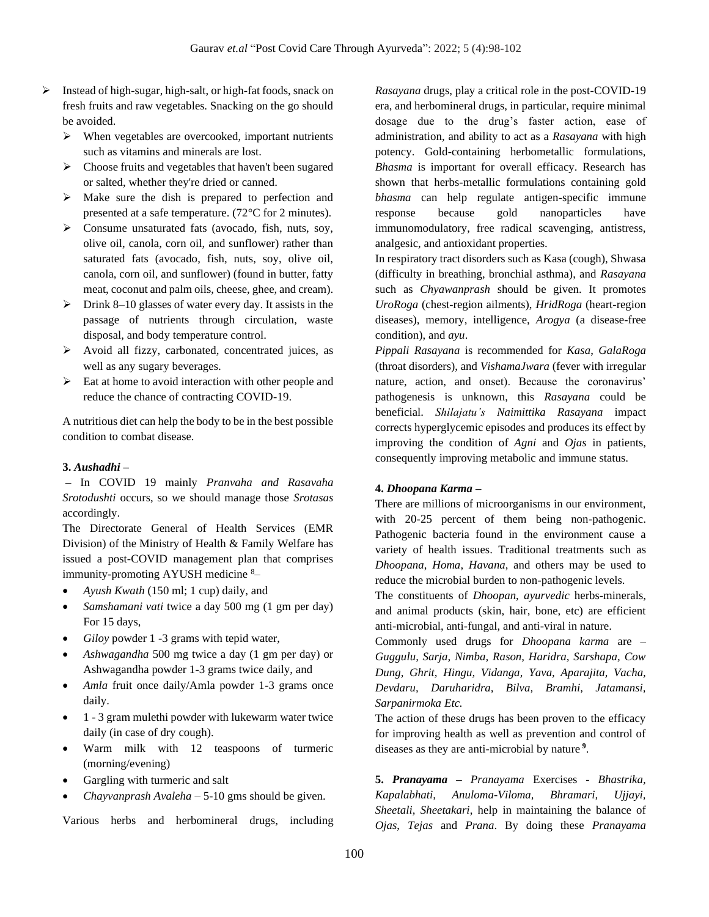- Instead of high-sugar, high-salt, or high-fat foods, snack on fresh fruits and raw vegetables. Snacking on the go should be avoided.
  - When vegetables are overcooked, important nutrients such as vitamins and minerals are lost.
  - Choose fruits and vegetables that haven't been sugared or salted, whether they're dried or canned.
  - Make sure the dish is prepared to perfection and presented at a safe temperature. (72°C for 2 minutes).
  - Consume unsaturated fats (avocado, fish, nuts, soy, olive oil, canola, corn oil, and sunflower) rather than saturated fats (avocado, fish, nuts, soy, olive oil, canola, corn oil, and sunflower) (found in butter, fatty meat, coconut and palm oils, cheese, ghee, and cream).
  - Drink 8–10 glasses of water every day. It assists in the passage of nutrients through circulation, waste disposal, and body temperature control.
  - Avoid all fizzy, carbonated, concentrated juices, as well as any sugary beverages.
  - Eat at home to avoid interaction with other people and reduce the chance of contracting COVID-19.

A nutritious diet can help the body to be in the best possible condition to combat disease.

**3. *Aushadhi* –**

– In COVID 19 mainly *Pranvaha and Rasavaha Srotodushti* occurs, so we should manage those *Srotasas* accordingly.

The Directorate General of Health Services (EMR Division) of the Ministry of Health & Family Welfare has issued a post-COVID management plan that comprises immunity-promoting AYUSH medicine [8]–

- *Ayush Kwath* (150 ml; 1 cup) daily, and
- *Samshamani vati* twice a day 500 mg (1 gm per day) For 15 days,
- *Giloy* powder 1 -3 grams with tepid water,
- *Ashwagandha* 500 mg twice a day (1 gm per day) or Ashwagandha powder 1-3 grams twice daily, and
- *Amla* fruit once daily/Amla powder 1-3 grams once daily.
- 1 - 3 gram mulethi powder with lukewarm water twice daily (in case of dry cough).
- Warm milk with 12 teaspoons of turmeric (morning/evening)
- Gargling with turmeric and salt
- *Chayvanprash Avaleha* – 5-10 gms should be given.

Various herbs and herbomineral drugs, including *Rasayana* drugs, play a critical role in the post-COVID-19 era, and herbomineral drugs, in particular, require minimal dosage due to the drug's faster action, ease of administration, and ability to act as a *Rasayana* with high potency. Gold-containing herbometallic formulations, *Bhasma* is important for overall efficacy. Research has shown that herbs-metallic formulations containing gold *bhasma* can help regulate antigen-specific immune response because gold nanoparticles have immunomodulatory, free radical scavenging, antistress, analgesic, and antioxidant properties.

In respiratory tract disorders such as Kasa (cough), Shwasa (difficulty in breathing, bronchial asthma), and *Rasayana* such as *Chyawanprash* should be given. It promotes *UroRoga* (chest-region ailments), *HridRoga* (heart-region diseases), memory, intelligence, *Arogya* (a disease-free condition), and *ayu*.

*Pippali Rasayana* is recommended for *Kasa*, *GalaRoga* (throat disorders), and *VishamaJwara* (fever with irregular nature, action, and onset). Because the coronavirus' pathogenesis is unknown, this *Rasayana* could be beneficial. *Shilajatu's Naimittika Rasayana* impact corrects hyperglycemic episodes and produces its effect by improving the condition of *Agni* and *Ojas* in patients, consequently improving metabolic and immune status.

**4. *Dhoopana Karma* –**

There are millions of microorganisms in our environment, with 20-25 percent of them being non-pathogenic. Pathogenic bacteria found in the environment cause a variety of health issues. Traditional treatments such as *Dhoopana*, *Homa*, *Havana*, and others may be used to reduce the microbial burden to non-pathogenic levels.

The constituents of *Dhoopan*, *ayurvedic* herbs-minerals, and animal products (skin, hair, bone, etc) are efficient anti-microbial, anti-fungal, and anti-viral in nature.

Commonly used drugs for *Dhoopana karma* are – *Guggulu, Sarja, Nimba, Rason, Haridra, Sarshapa, Cow Dung, Ghrit, Hingu, Vidanga, Yava, Aparajita, Vacha, Devdaru, Daruharidra, Bilva, Bramhi, Jatamansi, Sarpanirmoka Etc.*

The action of these drugs has been proven to the efficacy for improving health as well as prevention and control of diseases as they are anti-microbial by nature [9].

**5. *Pranayama* –** *Pranayama* Exercises - *Bhastrika*, *Kapalabhati*, *Anuloma-Viloma*, *Bhramari, Ujjayi*, *Sheetali*, *Sheetakari*, help in maintaining the balance of *Ojas*, *Tejas* and *Prana*. By doing these *Pranayama*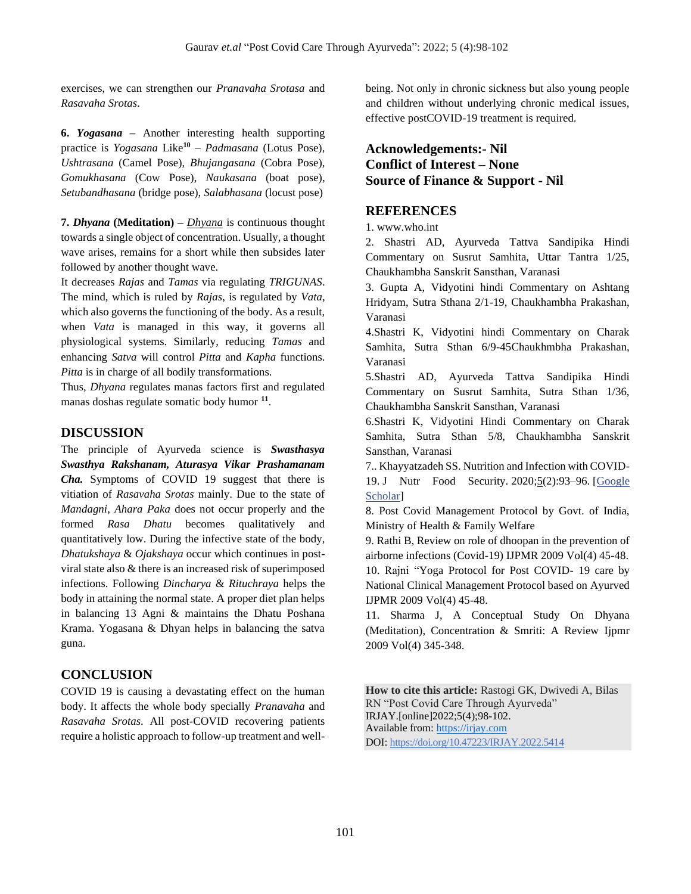exercises, we can strengthen our *Pranavaha Srotasa* and *Rasavaha Srotas*.

**6. *Yogasana*** – Another interesting health supporting practice is *Yogasana* Like[10] – *Padmasana* (Lotus Pose), *Ushtrasana* (Camel Pose), *Bhujangasana* (Cobra Pose), *Gomukhasana* (Cow Pose), *Naukasana* (boat pose), *Setubandhasana* (bridge pose), *Salabhasana* (locust pose)

**7. *Dhyana* (Meditation) –** *Dhyana* is continuous thought towards a single object of concentration. Usually, a thought wave arises, remains for a short while then subsides later followed by another thought wave.

It decreases *Rajas* and *Tamas* via regulating *TRIGUNAS*. The mind, which is ruled by *Rajas*, is regulated by *Vata*, which also governs the functioning of the body. As a result, when *Vata* is managed in this way, it governs all physiological systems. Similarly, reducing *Tamas* and enhancing *Satva* will control *Pitta* and *Kapha* functions. *Pitta* is in charge of all bodily transformations.

Thus, *Dhyana* regulates manas factors first and regulated manas doshas regulate somatic body humor [11].

## DISCUSSION

The principle of Ayurveda science is ***Swasthasya Swasthya Rakshanam, Aturasya Vikar Prashamanam Cha.*** Symptoms of COVID 19 suggest that there is vitiation of *Rasavaha Srotas* mainly. Due to the state of *Mandagni*, *Ahara Paka* does not occur properly and the formed *Rasa Dhatu* becomes qualitatively and quantitatively low. During the infective state of the body, *Dhatukshaya* & *Ojakshaya* occur which continues in post-viral state also & there is an increased risk of superimposed infections. Following *Dincharya* & *Rituchraya* helps the body in attaining the normal state. A proper diet plan helps in balancing 13 Agni & maintains the Dhatu Poshana Krama. Yogasana & Dhyan helps in balancing the satva guna.

## CONCLUSION

COVID 19 is causing a devastating effect on the human body. It affects the whole body specially *Pranavaha* and *Rasavaha Srotas*. All post-COVID recovering patients require a holistic approach to follow-up treatment and well-being. Not only in chronic sickness but also young people and children without underlying chronic medical issues, effective postCOVID-19 treatment is required.

**Acknowledgements:- Nil**
**Conflict of Interest – None**
**Source of Finance & Support - Nil**

## REFERENCES

1. www.who.int
2. Shastri AD, Ayurveda Tattva Sandipika Hindi Commentary on Susrut Samhita, Uttar Tantra 1/25, Chaukhambha Sanskrit Sansthan, Varanasi
3. Gupta A, Vidyotini hindi Commentary on Ashtang Hridyam, Sutra Sthana 2/1-19, Chaukhambha Prakashan, Varanasi
4. Shastri K, Vidyotini hindi Commentary on Charak Samhita, Sutra Sthan 6/9-45Chaukhmbha Prakashan, Varanasi
5. Shastri AD, Ayurveda Tattva Sandipika Hindi Commentary on Susrut Samhita, Sutra Sthan 1/36, Chaukhambha Sanskrit Sansthan, Varanasi
6. Shastri K, Vidyotini Hindi Commentary on Charak Samhita, Sutra Sthan 5/8, Chaukhambha Sanskrit Sansthan, Varanasi
7.. Khayyatzadeh SS. Nutrition and Infection with COVID-19. J Nutr Food Security. 2020;5(2):93–96. [Google Scholar]
8. Post Covid Management Protocol by Govt. of India, Ministry of Health & Family Welfare
9. Rathi B, Review on role of dhoopan in the prevention of airborne infections (Covid-19) IJPMR 2009 Vol(4) 45-48.
10. Rajni "Yoga Protocol for Post COVID- 19 care by National Clinical Management Protocol based on Ayurved IJPMR 2009 Vol(4) 45-48.
11. Sharma J, A Conceptual Study On Dhyana (Meditation), Concentration & Smriti: A Review Ijjpmr 2009 Vol(4) 345-348.

**How to cite this article:** Rastogi GK, Dwivedi A, Bilas RN "Post Covid Care Through Ayurveda" IRJAY.[online]2022;5(4);98-102.
Available from: https://irjay.com
DOI: https://doi.org/10.47223/IRJAY.2022.5414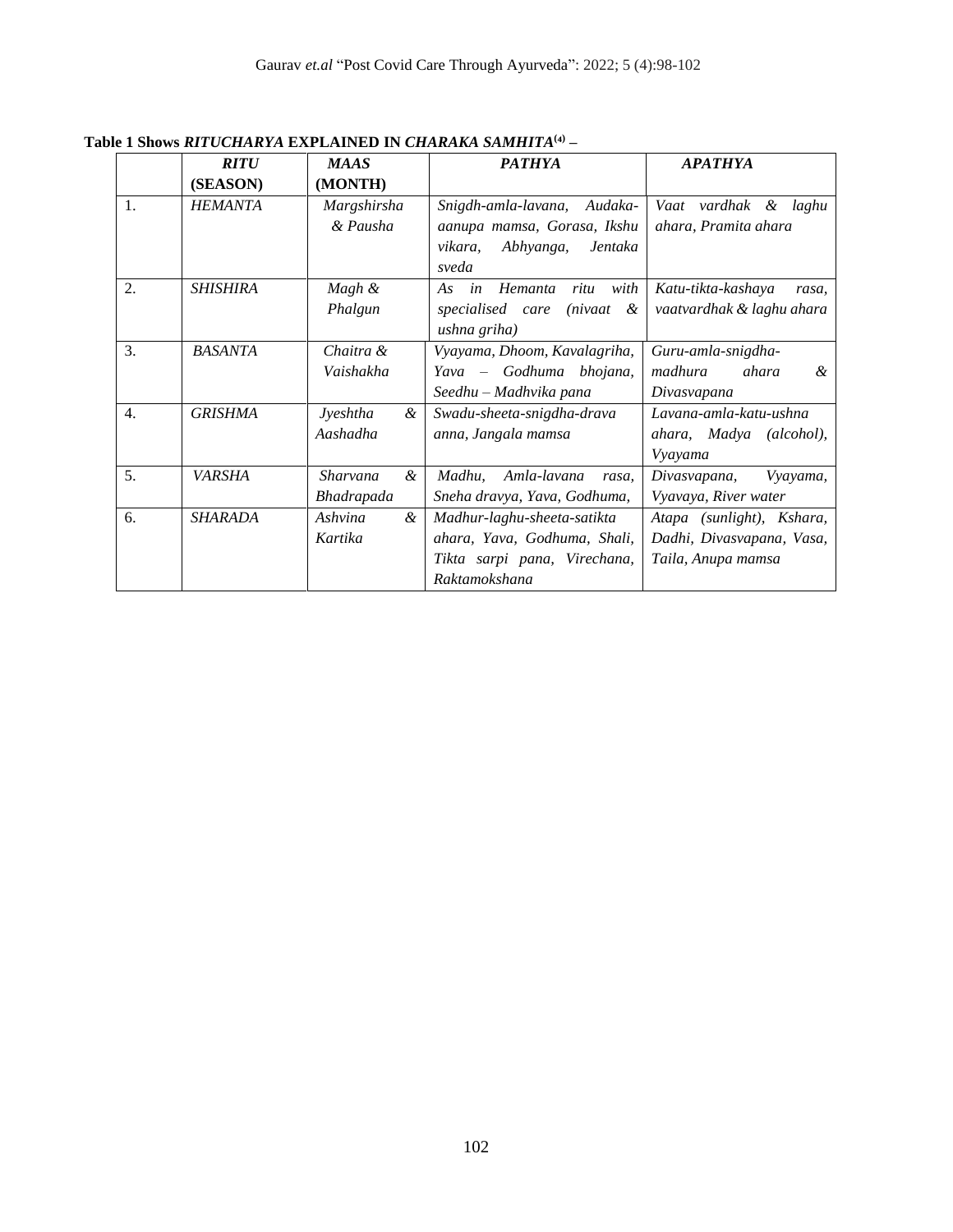**Table 1 Shows *RITUCHARYA* EXPLAINED IN *CHARAKA SAMHITA*[(4)] –**

| | ***RITU* (SEASON)** | ***MAAS* (MONTH)** | ***PATHYA*** | ***APATHYA*** |
|---|---|---|---|---|
| 1. | *HEMANTA* | *Margshirsha & Pausha* | *Snigdh-amla-lavana, Audaka-aanupa mamsa, Gorasa, Ikshu vikara, Abhyanga, Jentaka sveda* | *Vaat vardhak & laghu ahara, Pramita ahara* |
| 2. | *SHISHIRA* | *Magh & Phalgun* | *As in Hemanta ritu with specialised care (nivaat & ushna griha)* | *Katu-tikta-kashaya rasa, vaatvardhak & laghu ahara* |
| 3. | *BASANTA* | *Chaitra & Vaishakha* | *Vyayama, Dhoom, Kavalagriha, Yava – Godhuma bhojana, Seedhu – Madhvika pana* | *Guru-amla-snigdha-madhura ahara & Divasvapana* |
| 4. | *GRISHMA* | *Jyeshtha & Aashadha* | *Swadu-sheeta-snigdha-drava anna, Jangala mamsa* | *Lavana-amla-katu-ushna ahara, Madya (alcohol), Vyayama* |
| 5. | *VARSHA* | *Sharvana & Bhadrapada* | *Madhu, Amla-lavana rasa, Sneha dravya, Yava, Godhuma,* | *Divasvapana, Vyayama, Vyavaya, River water* |
| 6. | *SHARADA* | *Ashvina & Kartika* | *Madhur-laghu-sheeta-satikta ahara, Yava, Godhuma, Shali, Tikta sarpi pana, Virechana, Raktamokshana* | *Atapa (sunlight), Kshara, Dadhi, Divasvapana, Vasa, Taila, Anupa mamsa* |